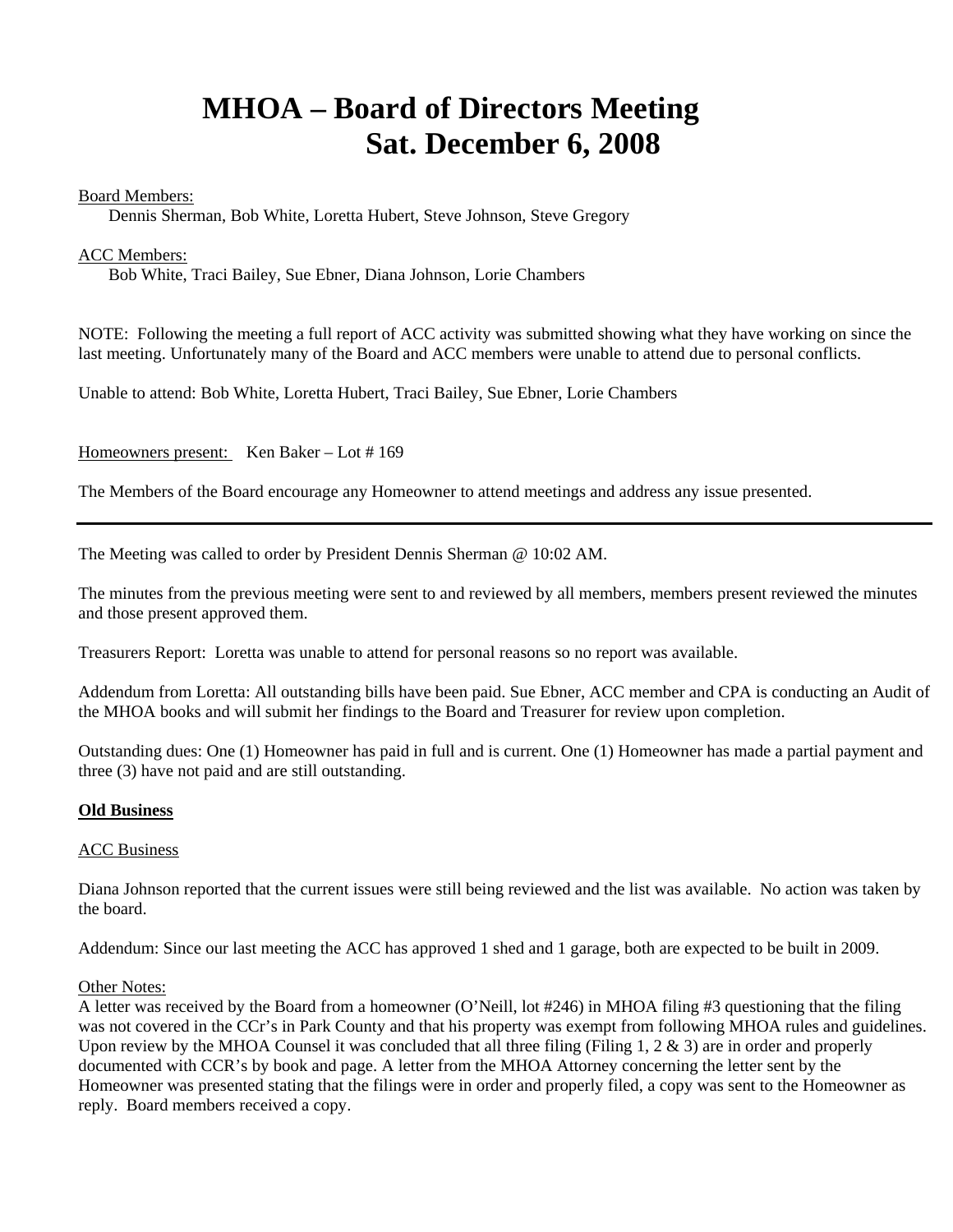# MHOA – Board of Directors Meeting
# Sat. December 6, 2008

Board Members:
Dennis Sherman, Bob White, Loretta Hubert, Steve Johnson, Steve Gregory

ACC Members:
Bob White, Traci Bailey, Sue Ebner, Diana Johnson, Lorie Chambers

NOTE: Following the meeting a full report of ACC activity was submitted showing what they have working on since the last meeting. Unfortunately many of the Board and ACC members were unable to attend due to personal conflicts.

Unable to attend: Bob White, Loretta Hubert, Traci Bailey, Sue Ebner, Lorie Chambers

Homeowners present: Ken Baker – Lot # 169

The Members of the Board encourage any Homeowner to attend meetings and address any issue presented.

---

The Meeting was called to order by President Dennis Sherman @ 10:02 AM.

The minutes from the previous meeting were sent to and reviewed by all members, members present reviewed the minutes and those present approved them.

Treasurers Report: Loretta was unable to attend for personal reasons so no report was available.

Addendum from Loretta: All outstanding bills have been paid. Sue Ebner, ACC member and CPA is conducting an Audit of the MHOA books and will submit her findings to the Board and Treasurer for review upon completion.

Outstanding dues: One (1) Homeowner has paid in full and is current. One (1) Homeowner has made a partial payment and three (3) have not paid and are still outstanding.

**Old Business**

ACC Business

Diana Johnson reported that the current issues were still being reviewed and the list was available. No action was taken by the board.

Addendum: Since our last meeting the ACC has approved 1 shed and 1 garage, both are expected to be built in 2009.

Other Notes:
A letter was received by the Board from a homeowner (O'Neill, lot #246) in MHOA filing #3 questioning that the filing was not covered in the CCr's in Park County and that his property was exempt from following MHOA rules and guidelines. Upon review by the MHOA Counsel it was concluded that all three filing (Filing 1, 2 & 3) are in order and properly documented with CCR's by book and page. A letter from the MHOA Attorney concerning the letter sent by the Homeowner was presented stating that the filings were in order and properly filed, a copy was sent to the Homeowner as reply. Board members received a copy.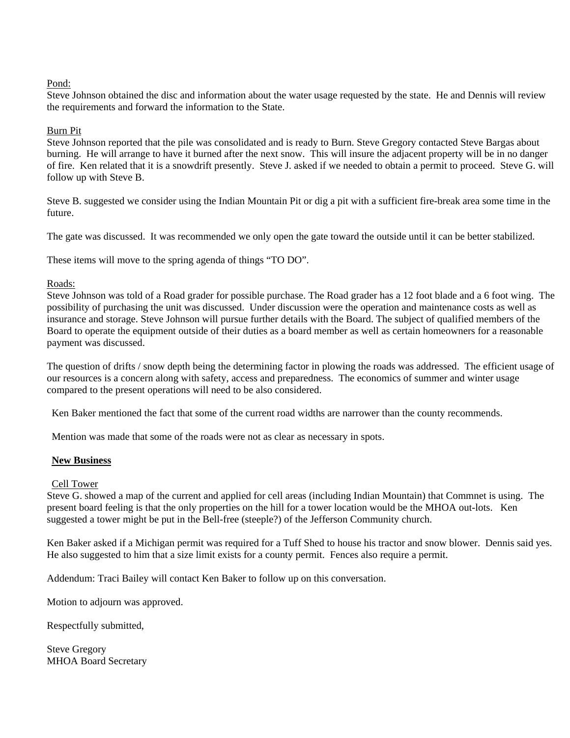Pond:
Steve Johnson obtained the disc and information about the water usage requested by the state. He and Dennis will review the requirements and forward the information to the State.

Burn Pit
Steve Johnson reported that the pile was consolidated and is ready to Burn. Steve Gregory contacted Steve Bargas about burning. He will arrange to have it burned after the next snow. This will insure the adjacent property will be in no danger of fire. Ken related that it is a snowdrift presently. Steve J. asked if we needed to obtain a permit to proceed. Steve G. will follow up with Steve B.

Steve B. suggested we consider using the Indian Mountain Pit or dig a pit with a sufficient fire-break area some time in the future.

The gate was discussed. It was recommended we only open the gate toward the outside until it can be better stabilized.

These items will move to the spring agenda of things "TO DO".

Roads:
Steve Johnson was told of a Road grader for possible purchase. The Road grader has a 12 foot blade and a 6 foot wing. The possibility of purchasing the unit was discussed. Under discussion were the operation and maintenance costs as well as insurance and storage. Steve Johnson will pursue further details with the Board. The subject of qualified members of the Board to operate the equipment outside of their duties as a board member as well as certain homeowners for a reasonable payment was discussed.

The question of drifts / snow depth being the determining factor in plowing the roads was addressed. The efficient usage of our resources is a concern along with safety, access and preparedness. The economics of summer and winter usage compared to the present operations will need to be also considered.

Ken Baker mentioned the fact that some of the current road widths are narrower than the county recommends.

Mention was made that some of the roads were not as clear as necessary in spots.

**New Business**

Cell Tower
Steve G. showed a map of the current and applied for cell areas (including Indian Mountain) that Commnet is using. The present board feeling is that the only properties on the hill for a tower location would be the MHOA out-lots. Ken suggested a tower might be put in the Bell-free (steeple?) of the Jefferson Community church.

Ken Baker asked if a Michigan permit was required for a Tuff Shed to house his tractor and snow blower. Dennis said yes. He also suggested to him that a size limit exists for a county permit. Fences also require a permit.

Addendum: Traci Bailey will contact Ken Baker to follow up on this conversation.

Motion to adjourn was approved.

Respectfully submitted,

Steve Gregory
MHOA Board Secretary